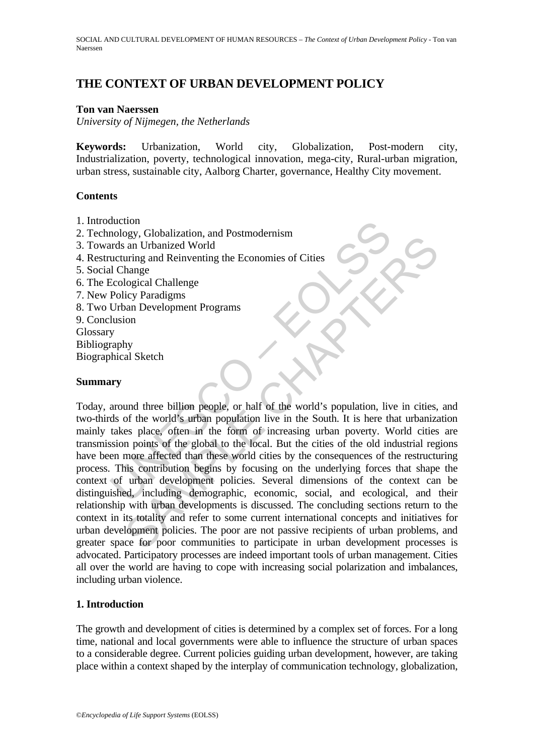# THE CONTEXT OF URBAN DEVELOPMENT POLICY

**Ton van Naerssen**

*University of Nijmegen, the Netherlands*

**Keywords:** Urbanization, World city, Globalization, Post-modern city, Industrialization, poverty, technological innovation, mega-city, Rural-urban migration, urban stress, sustainable city, Aalborg Charter, governance, Healthy City movement.

## Contents

1. Introduction
2. Technology, Globalization, and Postmodernism
3. Towards an Urbanized World
4. Restructuring and Reinventing the Economies of Cities
5. Social Change
6. The Ecological Challenge
7. New Policy Paradigms
8. Two Urban Development Programs
9. Conclusion

Glossary
Bibliography
Biographical Sketch

## Summary

Today, around three billion people, or half of the world's population, live in cities, and two-thirds of the world's urban population live in the South. It is here that urbanization mainly takes place, often in the form of increasing urban poverty. World cities are transmission points of the global to the local. But the cities of the old industrial regions have been more affected than these world cities by the consequences of the restructuring process. This contribution begins by focusing on the underlying forces that shape the context of urban development policies. Several dimensions of the context can be distinguished, including demographic, economic, social, and ecological, and their relationship with urban developments is discussed. The concluding sections return to the context in its totality and refer to some current international concepts and initiatives for urban development policies. The poor are not passive recipients of urban problems, and greater space for poor communities to participate in urban development processes is advocated. Participatory processes are indeed important tools of urban management. Cities all over the world are having to cope with increasing social polarization and imbalances, including urban violence.

## 1. Introduction

The growth and development of cities is determined by a complex set of forces. For a long time, national and local governments were able to influence the structure of urban spaces to a considerable degree. Current policies guiding urban development, however, are taking place within a context shaped by the interplay of communication technology, globalization,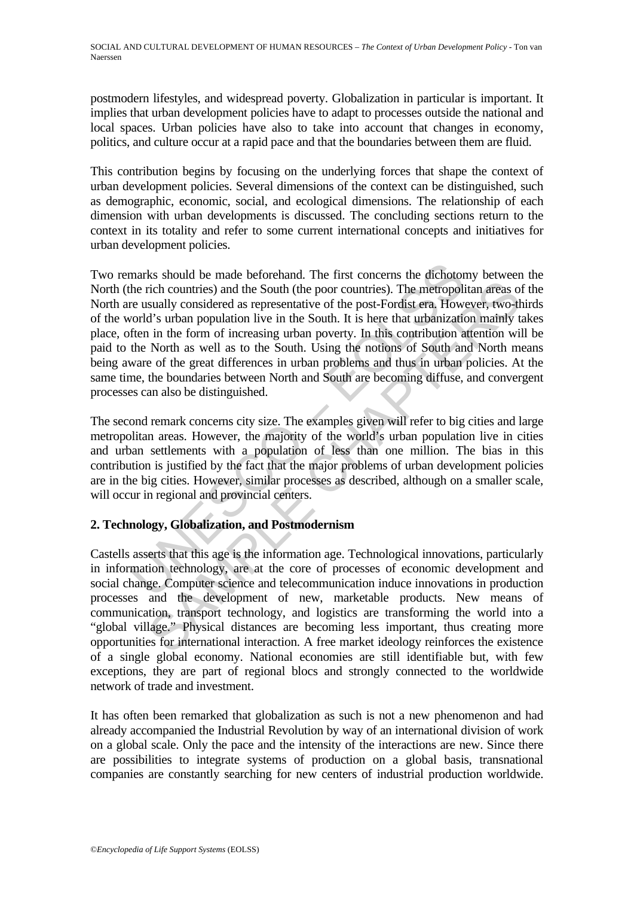postmodern lifestyles, and widespread poverty. Globalization in particular is important. It implies that urban development policies have to adapt to processes outside the national and local spaces. Urban policies have also to take into account that changes in economy, politics, and culture occur at a rapid pace and that the boundaries between them are fluid.

This contribution begins by focusing on the underlying forces that shape the context of urban development policies. Several dimensions of the context can be distinguished, such as demographic, economic, social, and ecological dimensions. The relationship of each dimension with urban developments is discussed. The concluding sections return to the context in its totality and refer to some current international concepts and initiatives for urban development policies.

Two remarks should be made beforehand. The first concerns the dichotomy between the North (the rich countries) and the South (the poor countries). The metropolitan areas of the North are usually considered as representative of the post-Fordist era. However, two-thirds of the world's urban population live in the South. It is here that urbanization mainly takes place, often in the form of increasing urban poverty. In this contribution attention will be paid to the North as well as to the South. Using the notions of South and North means being aware of the great differences in urban problems and thus in urban policies. At the same time, the boundaries between North and South are becoming diffuse, and convergent processes can also be distinguished.

The second remark concerns city size. The examples given will refer to big cities and large metropolitan areas. However, the majority of the world's urban population live in cities and urban settlements with a population of less than one million. The bias in this contribution is justified by the fact that the major problems of urban development policies are in the big cities. However, similar processes as described, although on a smaller scale, will occur in regional and provincial centers.

## 2. Technology, Globalization, and Postmodernism

Castells asserts that this age is the information age. Technological innovations, particularly in information technology, are at the core of processes of economic development and social change. Computer science and telecommunication induce innovations in production processes and the development of new, marketable products. New means of communication, transport technology, and logistics are transforming the world into a "global village." Physical distances are becoming less important, thus creating more opportunities for international interaction. A free market ideology reinforces the existence of a single global economy. National economies are still identifiable but, with few exceptions, they are part of regional blocs and strongly connected to the worldwide network of trade and investment.

It has often been remarked that globalization as such is not a new phenomenon and had already accompanied the Industrial Revolution by way of an international division of work on a global scale. Only the pace and the intensity of the interactions are new. Since there are possibilities to integrate systems of production on a global basis, transnational companies are constantly searching for new centers of industrial production worldwide.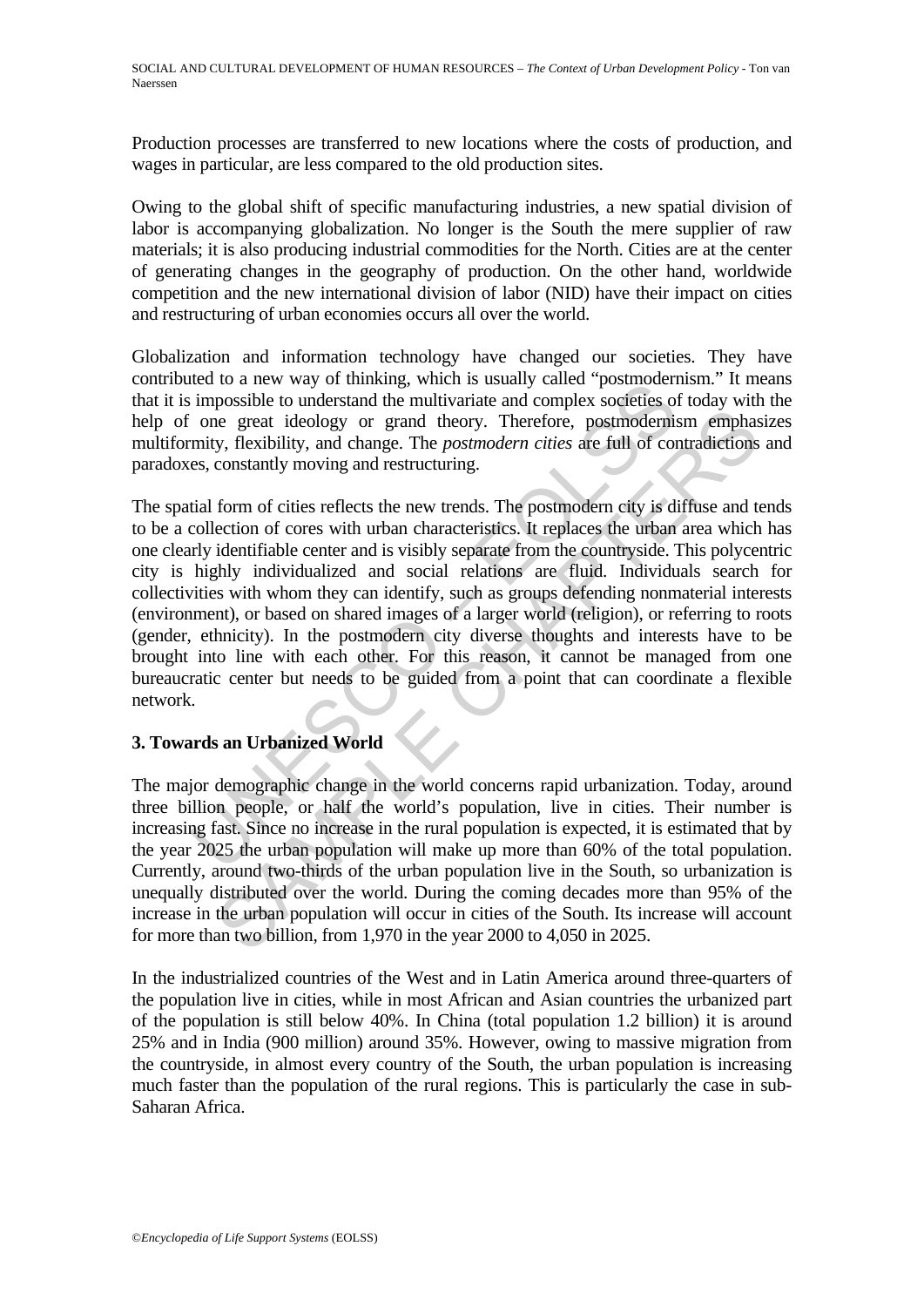Production processes are transferred to new locations where the costs of production, and wages in particular, are less compared to the old production sites.

Owing to the global shift of specific manufacturing industries, a new spatial division of labor is accompanying globalization. No longer is the South the mere supplier of raw materials; it is also producing industrial commodities for the North. Cities are at the center of generating changes in the geography of production. On the other hand, worldwide competition and the new international division of labor (NID) have their impact on cities and restructuring of urban economies occurs all over the world.

Globalization and information technology have changed our societies. They have contributed to a new way of thinking, which is usually called "postmodernism." It means that it is impossible to understand the multivariate and complex societies of today with the help of one great ideology or grand theory. Therefore, postmodernism emphasizes multiformity, flexibility, and change. The *postmodern cities* are full of contradictions and paradoxes, constantly moving and restructuring.

The spatial form of cities reflects the new trends. The postmodern city is diffuse and tends to be a collection of cores with urban characteristics. It replaces the urban area which has one clearly identifiable center and is visibly separate from the countryside. This polycentric city is highly individualized and social relations are fluid. Individuals search for collectivities with whom they can identify, such as groups defending nonmaterial interests (environment), or based on shared images of a larger world (religion), or referring to roots (gender, ethnicity). In the postmodern city diverse thoughts and interests have to be brought into line with each other. For this reason, it cannot be managed from one bureaucratic center but needs to be guided from a point that can coordinate a flexible network.

## 3. Towards an Urbanized World

The major demographic change in the world concerns rapid urbanization. Today, around three billion people, or half the world's population, live in cities. Their number is increasing fast. Since no increase in the rural population is expected, it is estimated that by the year 2025 the urban population will make up more than 60% of the total population. Currently, around two-thirds of the urban population live in the South, so urbanization is unequally distributed over the world. During the coming decades more than 95% of the increase in the urban population will occur in cities of the South. Its increase will account for more than two billion, from 1,970 in the year 2000 to 4,050 in 2025.

In the industrialized countries of the West and in Latin America around three-quarters of the population live in cities, while in most African and Asian countries the urbanized part of the population is still below 40%. In China (total population 1.2 billion) it is around 25% and in India (900 million) around 35%. However, owing to massive migration from the countryside, in almost every country of the South, the urban population is increasing much faster than the population of the rural regions. This is particularly the case in sub-Saharan Africa.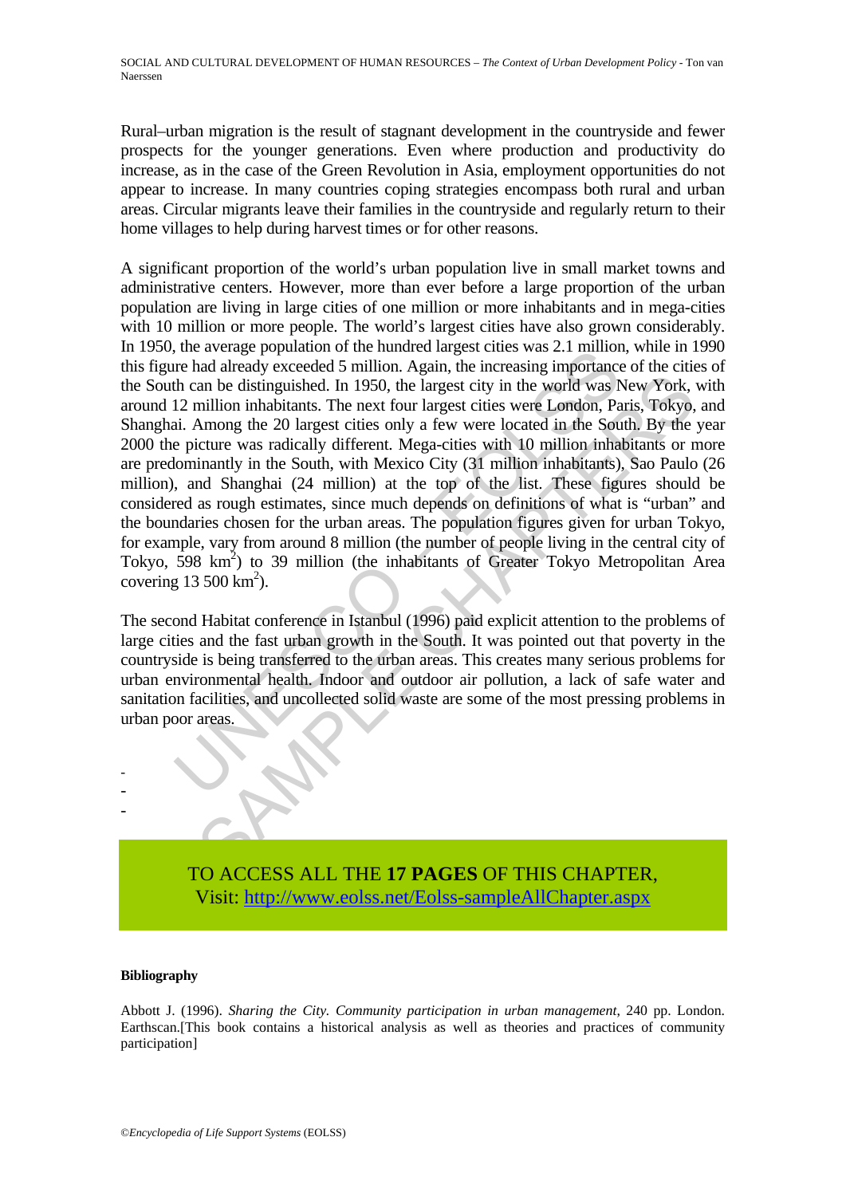Rural–urban migration is the result of stagnant development in the countryside and fewer prospects for the younger generations. Even where production and productivity do increase, as in the case of the Green Revolution in Asia, employment opportunities do not appear to increase. In many countries coping strategies encompass both rural and urban areas. Circular migrants leave their families in the countryside and regularly return to their home villages to help during harvest times or for other reasons.

A significant proportion of the world's urban population live in small market towns and administrative centers. However, more than ever before a large proportion of the urban population are living in large cities of one million or more inhabitants and in mega-cities with 10 million or more people. The world's largest cities have also grown considerably. In 1950, the average population of the hundred largest cities was 2.1 million, while in 1990 this figure had already exceeded 5 million. Again, the increasing importance of the cities of the South can be distinguished. In 1950, the largest city in the world was New York, with around 12 million inhabitants. The next four largest cities were London, Paris, Tokyo, and Shanghai. Among the 20 largest cities only a few were located in the South. By the year 2000 the picture was radically different. Mega-cities with 10 million inhabitants or more are predominantly in the South, with Mexico City (31 million inhabitants), Sao Paulo (26 million), and Shanghai (24 million) at the top of the list. These figures should be considered as rough estimates, since much depends on definitions of what is "urban" and the boundaries chosen for the urban areas. The population figures given for urban Tokyo, for example, vary from around 8 million (the number of people living in the central city of Tokyo, 598 km$^2$) to 39 million (the inhabitants of Greater Tokyo Metropolitan Area covering 13 500 km$^2$).

The second Habitat conference in Istanbul (1996) paid explicit attention to the problems of large cities and the fast urban growth in the South. It was pointed out that poverty in the countryside is being transferred to the urban areas. This creates many serious problems for urban environmental health. Indoor and outdoor air pollution, a lack of safe water and sanitation facilities, and uncollected solid waste are some of the most pressing problems in urban poor areas.

-
-
-

TO ACCESS ALL THE **17 PAGES** OF THIS CHAPTER,
Visit: [http://www.eolss.net/Eolss-sampleAllChapter.aspx](http://www.eolss.net/Eolss-sampleAllChapter.aspx)

**Bibliography**

Abbott J. (1996). *Sharing the City. Community participation in urban management*, 240 pp. London. Earthscan.[This book contains a historical analysis as well as theories and practices of community participation]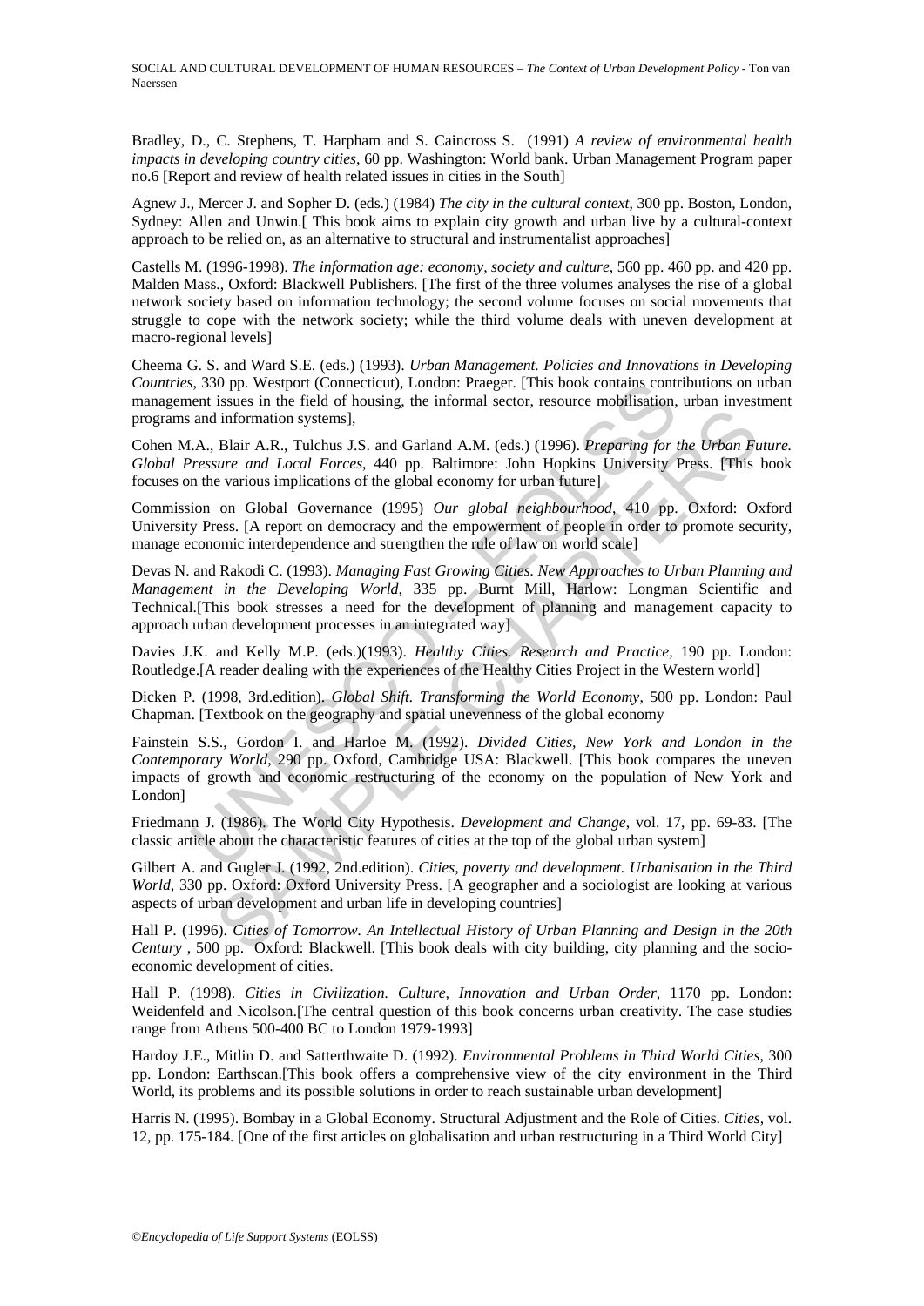Bradley, D., C. Stephens, T. Harpham and S. Caincross S. (1991) *A review of environmental health impacts in developing country cities*, 60 pp. Washington: World bank. Urban Management Program paper no.6 [Report and review of health related issues in cities in the South]

Agnew J., Mercer J. and Sopher D. (eds.) (1984) *The city in the cultural context*, 300 pp. Boston, London, Sydney: Allen and Unwin.[ This book aims to explain city growth and urban live by a cultural-context approach to be relied on, as an alternative to structural and instrumentalist approaches]

Castells M. (1996-1998). *The information age: economy, society and culture*, 560 pp. 460 pp. and 420 pp. Malden Mass., Oxford: Blackwell Publishers. [The first of the three volumes analyses the rise of a global network society based on information technology; the second volume focuses on social movements that struggle to cope with the network society; while the third volume deals with uneven development at macro-regional levels]

Cheema G. S. and Ward S.E. (eds.) (1993). *Urban Management. Policies and Innovations in Developing Countries*, 330 pp. Westport (Connecticut), London: Praeger. [This book contains contributions on urban management issues in the field of housing, the informal sector, resource mobilisation, urban investment programs and information systems],

Cohen M.A., Blair A.R., Tulchus J.S. and Garland A.M. (eds.) (1996). *Preparing for the Urban Future. Global Pressure and Local Forces*, 440 pp. Baltimore: John Hopkins University Press. [This book focuses on the various implications of the global economy for urban future]

Commission on Global Governance (1995) *Our global neighbourhood*, 410 pp. Oxford: Oxford University Press. [A report on democracy and the empowerment of people in order to promote security, manage economic interdependence and strengthen the rule of law on world scale]

Devas N. and Rakodi C. (1993). *Managing Fast Growing Cities. New Approaches to Urban Planning and Management in the Developing World*, 335 pp. Burnt Mill, Harlow: Longman Scientific and Technical.[This book stresses a need for the development of planning and management capacity to approach urban development processes in an integrated way]

Davies J.K. and Kelly M.P. (eds.)(1993). *Healthy Cities. Research and Practice*, 190 pp. London: Routledge.[A reader dealing with the experiences of the Healthy Cities Project in the Western world]

Dicken P. (1998, 3rd.edition). *Global Shift. Transforming the World Economy*, 500 pp. London: Paul Chapman. [Textbook on the geography and spatial unevenness of the global economy

Fainstein S.S., Gordon I. and Harloe M. (1992). *Divided Cities, New York and London in the Contemporary World*, 290 pp. Oxford, Cambridge USA: Blackwell. [This book compares the uneven impacts of growth and economic restructuring of the economy on the population of New York and London]

Friedmann J. (1986). The World City Hypothesis. *Development and Change*, vol. 17, pp. 69-83. [The classic article about the characteristic features of cities at the top of the global urban system]

Gilbert A. and Gugler J. (1992, 2nd.edition). *Cities, poverty and development. Urbanisation in the Third World*, 330 pp. Oxford: Oxford University Press. [A geographer and a sociologist are looking at various aspects of urban development and urban life in developing countries]

Hall P. (1996). *Cities of Tomorrow. An Intellectual History of Urban Planning and Design in the 20th Century* , 500 pp. Oxford: Blackwell. [This book deals with city building, city planning and the socio-economic development of cities.

Hall P. (1998). *Cities in Civilization. Culture, Innovation and Urban Order*, 1170 pp. London: Weidenfeld and Nicolson.[The central question of this book concerns urban creativity. The case studies range from Athens 500-400 BC to London 1979-1993]

Hardoy J.E., Mitlin D. and Satterthwaite D. (1992). *Environmental Problems in Third World Cities*, 300 pp. London: Earthscan.[This book offers a comprehensive view of the city environment in the Third World, its problems and its possible solutions in order to reach sustainable urban development]

Harris N. (1995). Bombay in a Global Economy. Structural Adjustment and the Role of Cities. *Cities*, vol. 12, pp. 175-184. [One of the first articles on globalisation and urban restructuring in a Third World City]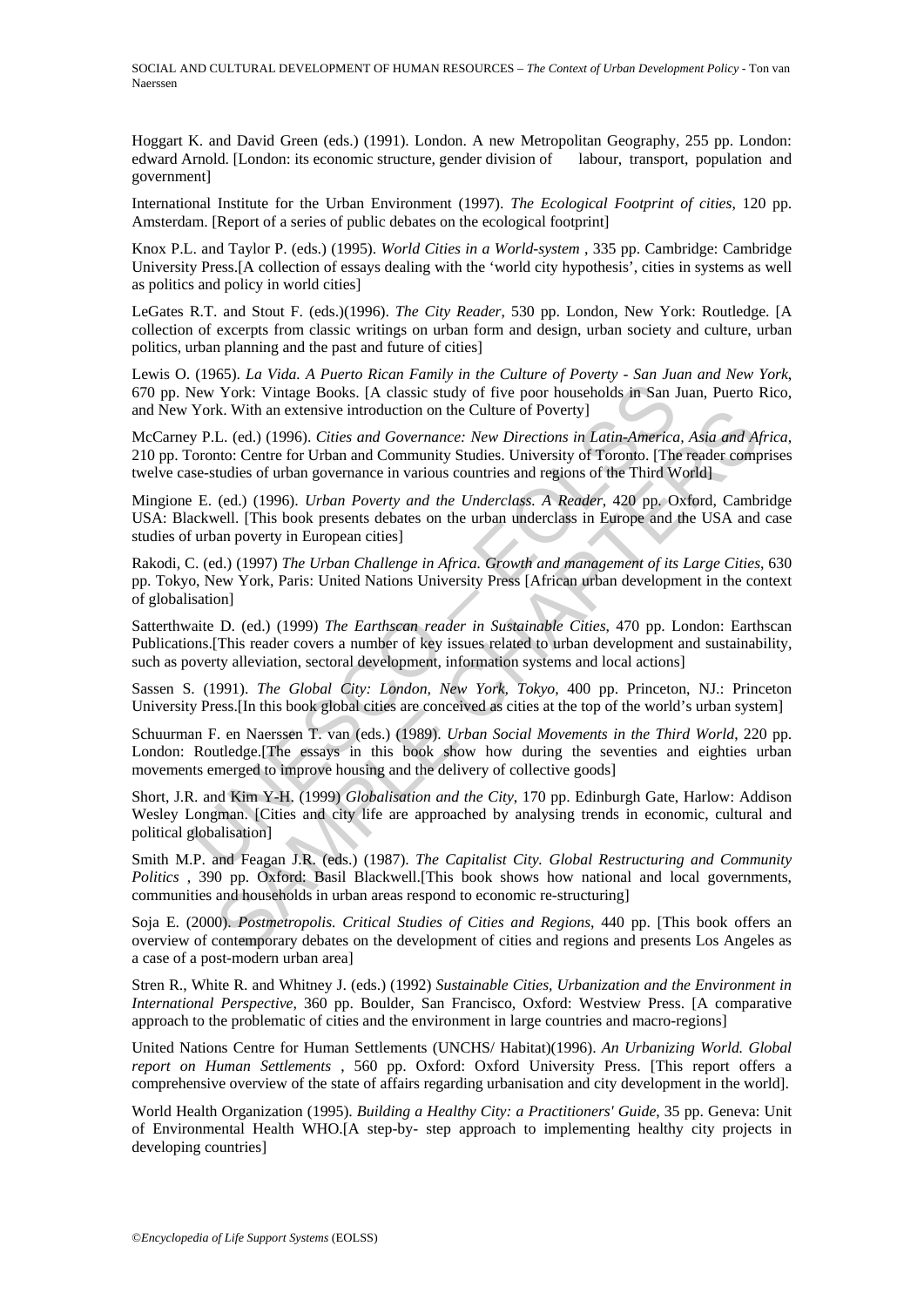Hoggart K. and David Green (eds.) (1991). London. A new Metropolitan Geography, 255 pp. London: edward Arnold. [London: its economic structure, gender division of labour, transport, population and government]

International Institute for the Urban Environment (1997). *The Ecological Footprint of cities*, 120 pp. Amsterdam. [Report of a series of public debates on the ecological footprint]

Knox P.L. and Taylor P. (eds.) (1995). *World Cities in a World-system* , 335 pp. Cambridge: Cambridge University Press.[A collection of essays dealing with the 'world city hypothesis', cities in systems as well as politics and policy in world cities]

LeGates R.T. and Stout F. (eds.)(1996). *The City Reader*, 530 pp. London, New York: Routledge. [A collection of excerpts from classic writings on urban form and design, urban society and culture, urban politics, urban planning and the past and future of cities]

Lewis O. (1965). *La Vida. A Puerto Rican Family in the Culture of Poverty - San Juan and New York*, 670 pp. New York: Vintage Books. [A classic study of five poor households in San Juan, Puerto Rico, and New York. With an extensive introduction on the Culture of Poverty]

McCarney P.L. (ed.) (1996). *Cities and Governance: New Directions in Latin-America, Asia and Africa*, 210 pp. Toronto: Centre for Urban and Community Studies. University of Toronto. [The reader comprises twelve case-studies of urban governance in various countries and regions of the Third World]

Mingione E. (ed.) (1996). *Urban Poverty and the Underclass. A Reader*, 420 pp. Oxford, Cambridge USA: Blackwell. [This book presents debates on the urban underclass in Europe and the USA and case studies of urban poverty in European cities]

Rakodi, C. (ed.) (1997) *The Urban Challenge in Africa. Growth and management of its Large Cities*, 630 pp. Tokyo, New York, Paris: United Nations University Press [African urban development in the context of globalisation]

Satterthwaite D. (ed.) (1999) *The Earthscan reader in Sustainable Cities*, 470 pp. London: Earthscan Publications.[This reader covers a number of key issues related to urban development and sustainability, such as poverty alleviation, sectoral development, information systems and local actions]

Sassen S. (1991). *The Global City: London, New York, Tokyo*, 400 pp. Princeton, NJ.: Princeton University Press.[In this book global cities are conceived as cities at the top of the world's urban system]

Schuurman F. en Naerssen T. van (eds.) (1989). *Urban Social Movements in the Third World*, 220 pp. London: Routledge.[The essays in this book show how during the seventies and eighties urban movements emerged to improve housing and the delivery of collective goods]

Short, J.R. and Kim Y-H. (1999) *Globalisation and the City*, 170 pp. Edinburgh Gate, Harlow: Addison Wesley Longman. [Cities and city life are approached by analysing trends in economic, cultural and political globalisation]

Smith M.P. and Feagan J.R. (eds.) (1987). *The Capitalist City. Global Restructuring and Community Politics* , 390 pp. Oxford: Basil Blackwell.[This book shows how national and local governments, communities and households in urban areas respond to economic re-structuring]

Soja E. (2000). *Postmetropolis. Critical Studies of Cities and Regions*, 440 pp. [This book offers an overview of contemporary debates on the development of cities and regions and presents Los Angeles as a case of a post-modern urban area]

Stren R., White R. and Whitney J. (eds.) (1992) *Sustainable Cities, Urbanization and the Environment in International Perspective*, 360 pp. Boulder, San Francisco, Oxford: Westview Press. [A comparative approach to the problematic of cities and the environment in large countries and macro-regions]

United Nations Centre for Human Settlements (UNCHS/ Habitat)(1996). *An Urbanizing World. Global report on Human Settlements* , 560 pp. Oxford: Oxford University Press. [This report offers a comprehensive overview of the state of affairs regarding urbanisation and city development in the world].

World Health Organization (1995). *Building a Healthy City: a Practitioners' Guide*, 35 pp. Geneva: Unit of Environmental Health WHO.[A step-by- step approach to implementing healthy city projects in developing countries]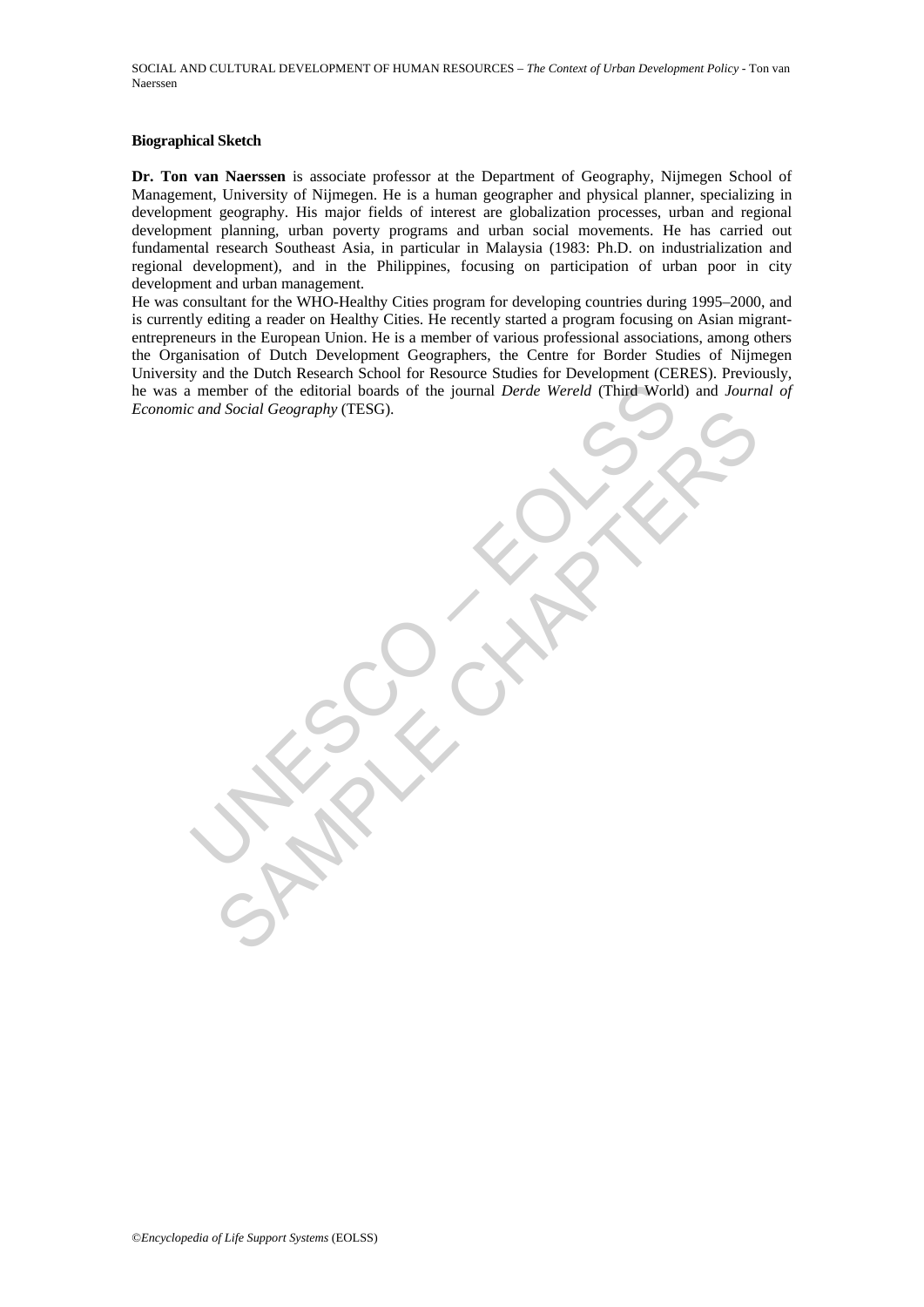### Biographical Sketch

**Dr. Ton van Naerssen** is associate professor at the Department of Geography, Nijmegen School of Management, University of Nijmegen. He is a human geographer and physical planner, specializing in development geography. His major fields of interest are globalization processes, urban and regional development planning, urban poverty programs and urban social movements. He has carried out fundamental research Southeast Asia, in particular in Malaysia (1983: Ph.D. on industrialization and regional development), and in the Philippines, focusing on participation of urban poor in city development and urban management.

He was consultant for the WHO-Healthy Cities program for developing countries during 1995–2000, and is currently editing a reader on Healthy Cities. He recently started a program focusing on Asian migrant-entrepreneurs in the European Union. He is a member of various professional associations, among others the Organisation of Dutch Development Geographers, the Centre for Border Studies of Nijmegen University and the Dutch Research School for Resource Studies for Development (CERES). Previously, he was a member of the editorial boards of the journal *Derde Wereld* (Third World) and *Journal of Economic and Social Geography* (TESG).